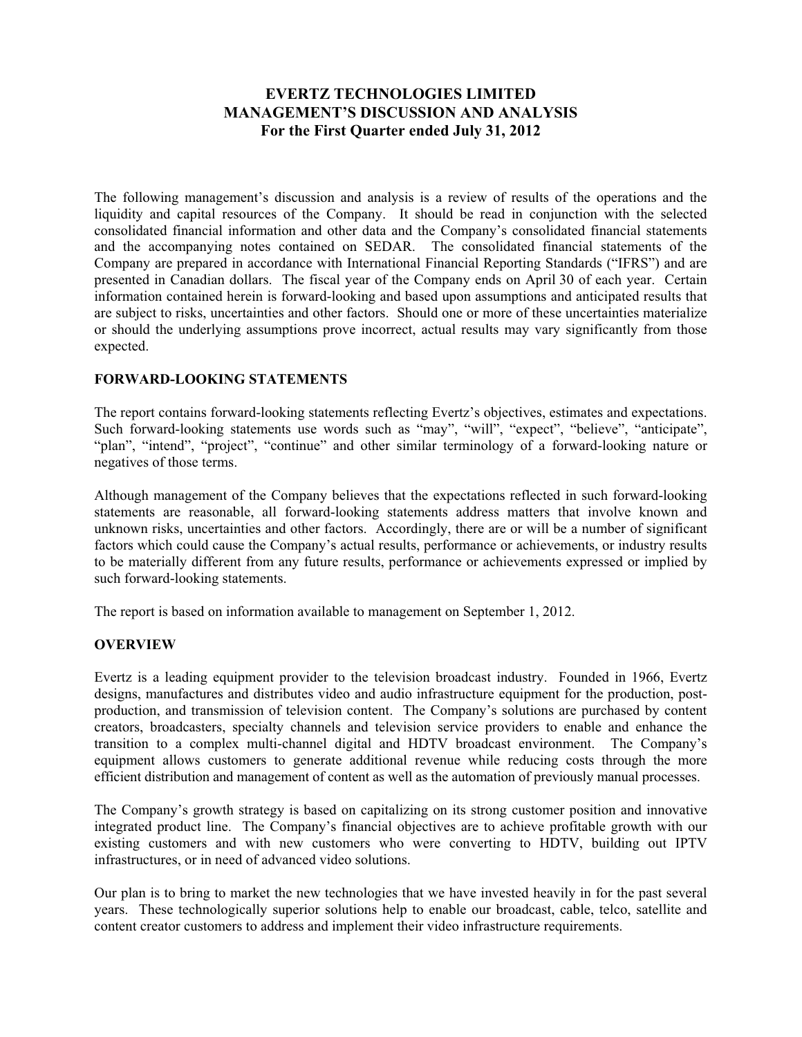# EVERTZ TECHNOLOGIES LIMITED
# MANAGEMENT'S DISCUSSION AND ANALYSIS
# For the First Quarter ended July 31, 2012

The following management's discussion and analysis is a review of results of the operations and the liquidity and capital resources of the Company. It should be read in conjunction with the selected consolidated financial information and other data and the Company's consolidated financial statements and the accompanying notes contained on SEDAR. The consolidated financial statements of the Company are prepared in accordance with International Financial Reporting Standards ("IFRS") and are presented in Canadian dollars. The fiscal year of the Company ends on April 30 of each year. Certain information contained herein is forward-looking and based upon assumptions and anticipated results that are subject to risks, uncertainties and other factors. Should one or more of these uncertainties materialize or should the underlying assumptions prove incorrect, actual results may vary significantly from those expected.

## FORWARD-LOOKING STATEMENTS

The report contains forward-looking statements reflecting Evertz's objectives, estimates and expectations. Such forward-looking statements use words such as "may", "will", "expect", "believe", "anticipate", "plan", "intend", "project", "continue" and other similar terminology of a forward-looking nature or negatives of those terms.

Although management of the Company believes that the expectations reflected in such forward-looking statements are reasonable, all forward-looking statements address matters that involve known and unknown risks, uncertainties and other factors. Accordingly, there are or will be a number of significant factors which could cause the Company's actual results, performance or achievements, or industry results to be materially different from any future results, performance or achievements expressed or implied by such forward-looking statements.

The report is based on information available to management on September 1, 2012.

## OVERVIEW

Evertz is a leading equipment provider to the television broadcast industry. Founded in 1966, Evertz designs, manufactures and distributes video and audio infrastructure equipment for the production, post-production, and transmission of television content. The Company's solutions are purchased by content creators, broadcasters, specialty channels and television service providers to enable and enhance the transition to a complex multi-channel digital and HDTV broadcast environment. The Company's equipment allows customers to generate additional revenue while reducing costs through the more efficient distribution and management of content as well as the automation of previously manual processes.

The Company's growth strategy is based on capitalizing on its strong customer position and innovative integrated product line. The Company's financial objectives are to achieve profitable growth with our existing customers and with new customers who were converting to HDTV, building out IPTV infrastructures, or in need of advanced video solutions.

Our plan is to bring to market the new technologies that we have invested heavily in for the past several years. These technologically superior solutions help to enable our broadcast, cable, telco, satellite and content creator customers to address and implement their video infrastructure requirements.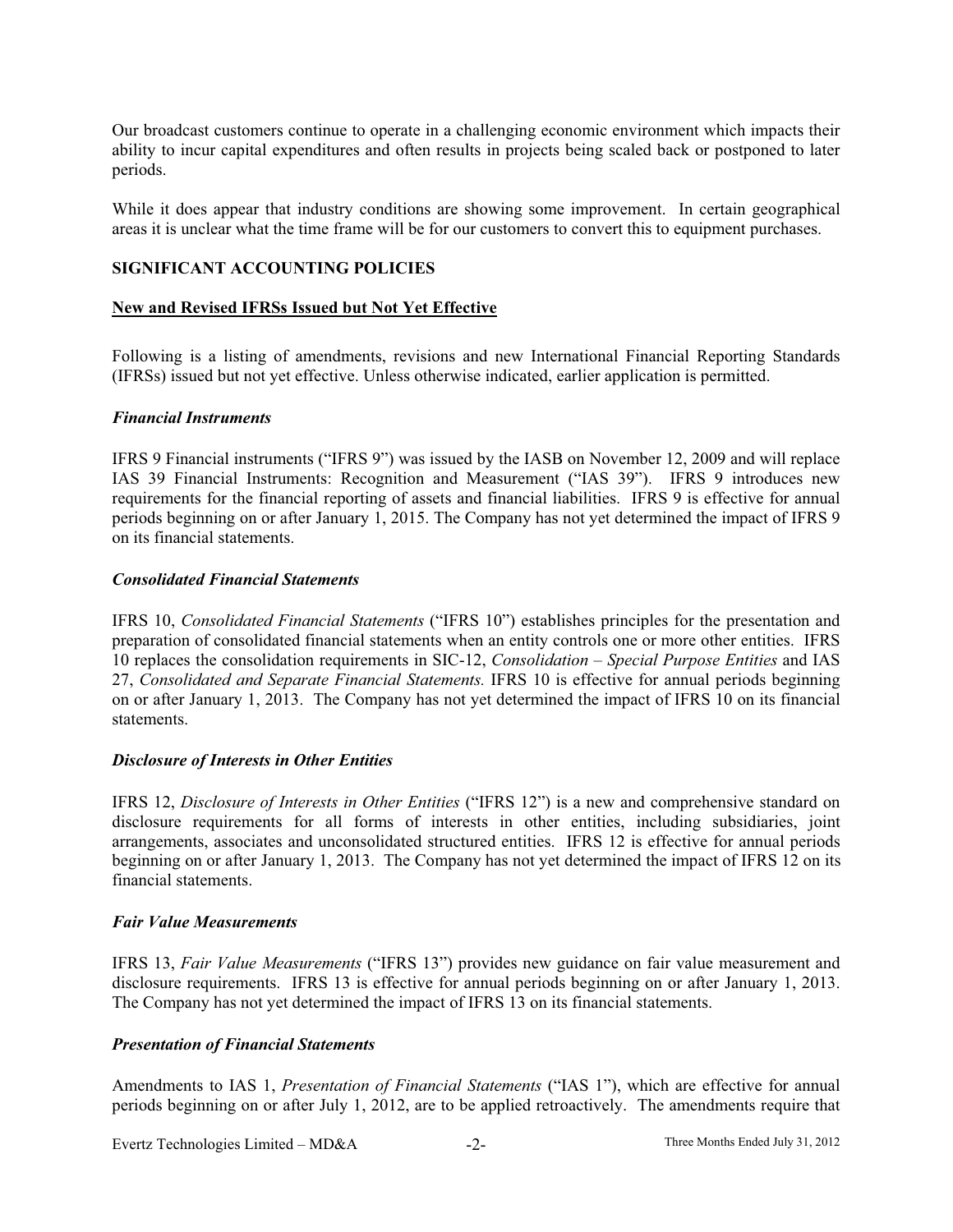Our broadcast customers continue to operate in a challenging economic environment which impacts their ability to incur capital expenditures and often results in projects being scaled back or postponed to later periods.

While it does appear that industry conditions are showing some improvement. In certain geographical areas it is unclear what the time frame will be for our customers to convert this to equipment purchases.

## SIGNIFICANT ACCOUNTING POLICIES

### New and Revised IFRSs Issued but Not Yet Effective

Following is a listing of amendments, revisions and new International Financial Reporting Standards (IFRSs) issued but not yet effective. Unless otherwise indicated, earlier application is permitted.

#### *Financial Instruments*

IFRS 9 Financial instruments ("IFRS 9") was issued by the IASB on November 12, 2009 and will replace IAS 39 Financial Instruments: Recognition and Measurement ("IAS 39"). IFRS 9 introduces new requirements for the financial reporting of assets and financial liabilities. IFRS 9 is effective for annual periods beginning on or after January 1, 2015. The Company has not yet determined the impact of IFRS 9 on its financial statements.

#### *Consolidated Financial Statements*

IFRS 10, *Consolidated Financial Statements* ("IFRS 10") establishes principles for the presentation and preparation of consolidated financial statements when an entity controls one or more other entities. IFRS 10 replaces the consolidation requirements in SIC-12, *Consolidation – Special Purpose Entities* and IAS 27, *Consolidated and Separate Financial Statements.* IFRS 10 is effective for annual periods beginning on or after January 1, 2013. The Company has not yet determined the impact of IFRS 10 on its financial statements.

#### *Disclosure of Interests in Other Entities*

IFRS 12, *Disclosure of Interests in Other Entities* ("IFRS 12") is a new and comprehensive standard on disclosure requirements for all forms of interests in other entities, including subsidiaries, joint arrangements, associates and unconsolidated structured entities. IFRS 12 is effective for annual periods beginning on or after January 1, 2013. The Company has not yet determined the impact of IFRS 12 on its financial statements.

#### *Fair Value Measurements*

IFRS 13, *Fair Value Measurements* ("IFRS 13") provides new guidance on fair value measurement and disclosure requirements. IFRS 13 is effective for annual periods beginning on or after January 1, 2013. The Company has not yet determined the impact of IFRS 13 on its financial statements.

#### *Presentation of Financial Statements*

Amendments to IAS 1, *Presentation of Financial Statements* ("IAS 1"), which are effective for annual periods beginning on or after July 1, 2012, are to be applied retroactively. The amendments require that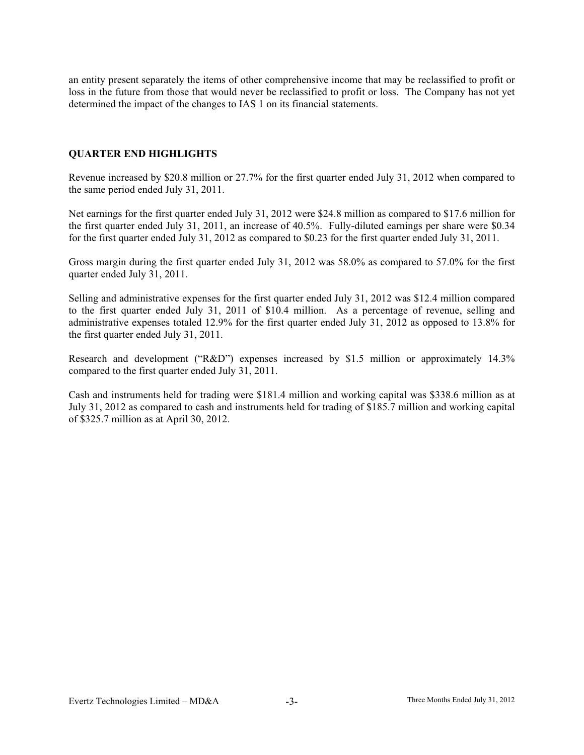an entity present separately the items of other comprehensive income that may be reclassified to profit or loss in the future from those that would never be reclassified to profit or loss. The Company has not yet determined the impact of the changes to IAS 1 on its financial statements.

## QUARTER END HIGHLIGHTS

Revenue increased by $20.8 million or 27.7% for the first quarter ended July 31, 2012 when compared to the same period ended July 31, 2011.

Net earnings for the first quarter ended July 31, 2012 were $24.8 million as compared to $17.6 million for the first quarter ended July 31, 2011, an increase of 40.5%. Fully-diluted earnings per share were $0.34 for the first quarter ended July 31, 2012 as compared to $0.23 for the first quarter ended July 31, 2011.

Gross margin during the first quarter ended July 31, 2012 was 58.0% as compared to 57.0% for the first quarter ended July 31, 2011.

Selling and administrative expenses for the first quarter ended July 31, 2012 was $12.4 million compared to the first quarter ended July 31, 2011 of $10.4 million. As a percentage of revenue, selling and administrative expenses totaled 12.9% for the first quarter ended July 31, 2012 as opposed to 13.8% for the first quarter ended July 31, 2011.

Research and development ("R&D") expenses increased by $1.5 million or approximately 14.3% compared to the first quarter ended July 31, 2011.

Cash and instruments held for trading were $181.4 million and working capital was $338.6 million as at July 31, 2012 as compared to cash and instruments held for trading of $185.7 million and working capital of $325.7 million as at April 30, 2012.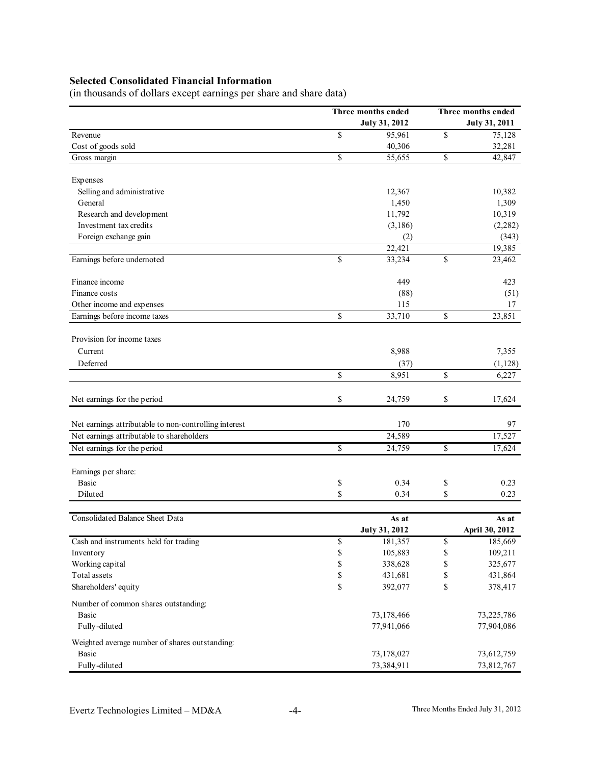**Selected Consolidated Financial Information**

(in thousands of dollars except earnings per share and share data)

| | Three months ended July 31, 2012 | Three months ended July 31, 2011 |
|---|---|---|
| Revenue | $ 95,961 | $ 75,128 |
| Cost of goods sold | 40,306 | 32,281 |
| Gross margin | $ 55,655 | $ 42,847 |
| | | |
| Expenses | | |
| Selling and administrative | 12,367 | 10,382 |
| General | 1,450 | 1,309 |
| Research and development | 11,792 | 10,319 |
| Investment tax credits | (3,186) | (2,282) |
| Foreign exchange gain | (2) | (343) |
| | 22,421 | 19,385 |
| Earnings before undernoted | $ 33,234 | $ 23,462 |
| | | |
| Finance income | 449 | 423 |
| Finance costs | (88) | (51) |
| Other income and expenses | 115 | 17 |
| Earnings before income taxes | $ 33,710 | $ 23,851 |
| | | |
| Provision for income taxes | | |
| Current | 8,988 | 7,355 |
| Deferred | (37) | (1,128) |
| | $ 8,951 | $ 6,227 |
| | | |
| Net earnings for the period | $ 24,759 | $ 17,624 |
| | | |
| Net earnings attributable to non-controlling interest | 170 | 97 |
| Net earnings attributable to shareholders | 24,589 | 17,527 |
| Net earnings for the period | $ 24,759 | $ 17,624 |
| | | |
| Earnings per share: | | |
| Basic | $ 0.34 | $ 0.23 |
| Diluted | $ 0.34 | $ 0.23 |

| Consolidated Balance Sheet Data | As at July 31, 2012 | As at April 30, 2012 |
|---|---|---|
| Cash and instruments held for trading | $ 181,357 | $ 185,669 |
| Inventory | $ 105,883 | $ 109,211 |
| Working capital | $ 338,628 | $ 325,677 |
| Total assets | $ 431,681 | $ 431,864 |
| Shareholders' equity | $ 392,077 | $ 378,417 |
| Number of common shares outstanding: | | |
| Basic | 73,178,466 | 73,225,786 |
| Fully-diluted | 77,941,066 | 77,904,086 |
| Weighted average number of shares outstanding: | | |
| Basic | 73,178,027 | 73,612,759 |
| Fully-diluted | 73,384,911 | 73,812,767 |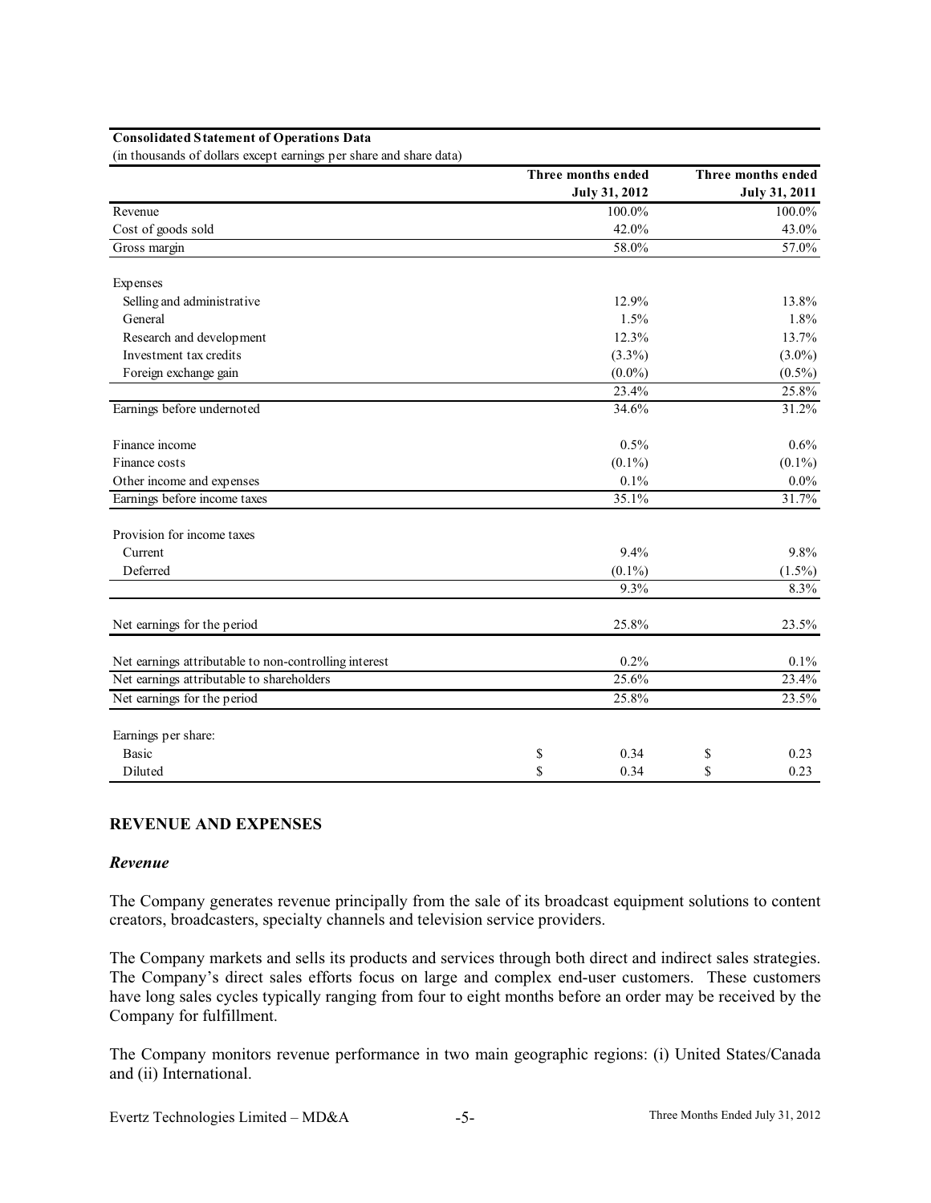**Consolidated Statement of Operations Data**

(in thousands of dollars except earnings per share and share data)

| | Three months ended July 31, 2012 | Three months ended July 31, 2011 |
|---|---|---|
| Revenue | 100.0% | 100.0% |
| Cost of goods sold | 42.0% | 43.0% |
| Gross margin | 58.0% | 57.0% |
| | | |
| Expenses | | |
| Selling and administrative | 12.9% | 13.8% |
| General | 1.5% | 1.8% |
| Research and development | 12.3% | 13.7% |
| Investment tax credits | (3.3%) | (3.0%) |
| Foreign exchange gain | (0.0%) | (0.5%) |
| | 23.4% | 25.8% |
| Earnings before undernoted | 34.6% | 31.2% |
| | | |
| Finance income | 0.5% | 0.6% |
| Finance costs | (0.1%) | (0.1%) |
| Other income and expenses | 0.1% | 0.0% |
| Earnings before income taxes | 35.1% | 31.7% |
| | | |
| Provision for income taxes | | |
| Current | 9.4% | 9.8% |
| Deferred | (0.1%) | (1.5%) |
| | 9.3% | 8.3% |
| | | |
| Net earnings for the period | 25.8% | 23.5% |
| | | |
| Net earnings attributable to non-controlling interest | 0.2% | 0.1% |
| Net earnings attributable to shareholders | 25.6% | 23.4% |
| Net earnings for the period | 25.8% | 23.5% |
| | | |
| Earnings per share: | | |
| Basic | $ 0.34 | $ 0.23 |
| Diluted | $ 0.34 | $ 0.23 |

## REVENUE AND EXPENSES

### *Revenue*

The Company generates revenue principally from the sale of its broadcast equipment solutions to content creators, broadcasters, specialty channels and television service providers.

The Company markets and sells its products and services through both direct and indirect sales strategies. The Company's direct sales efforts focus on large and complex end-user customers. These customers have long sales cycles typically ranging from four to eight months before an order may be received by the Company for fulfillment.

The Company monitors revenue performance in two main geographic regions: (i) United States/Canada and (ii) International.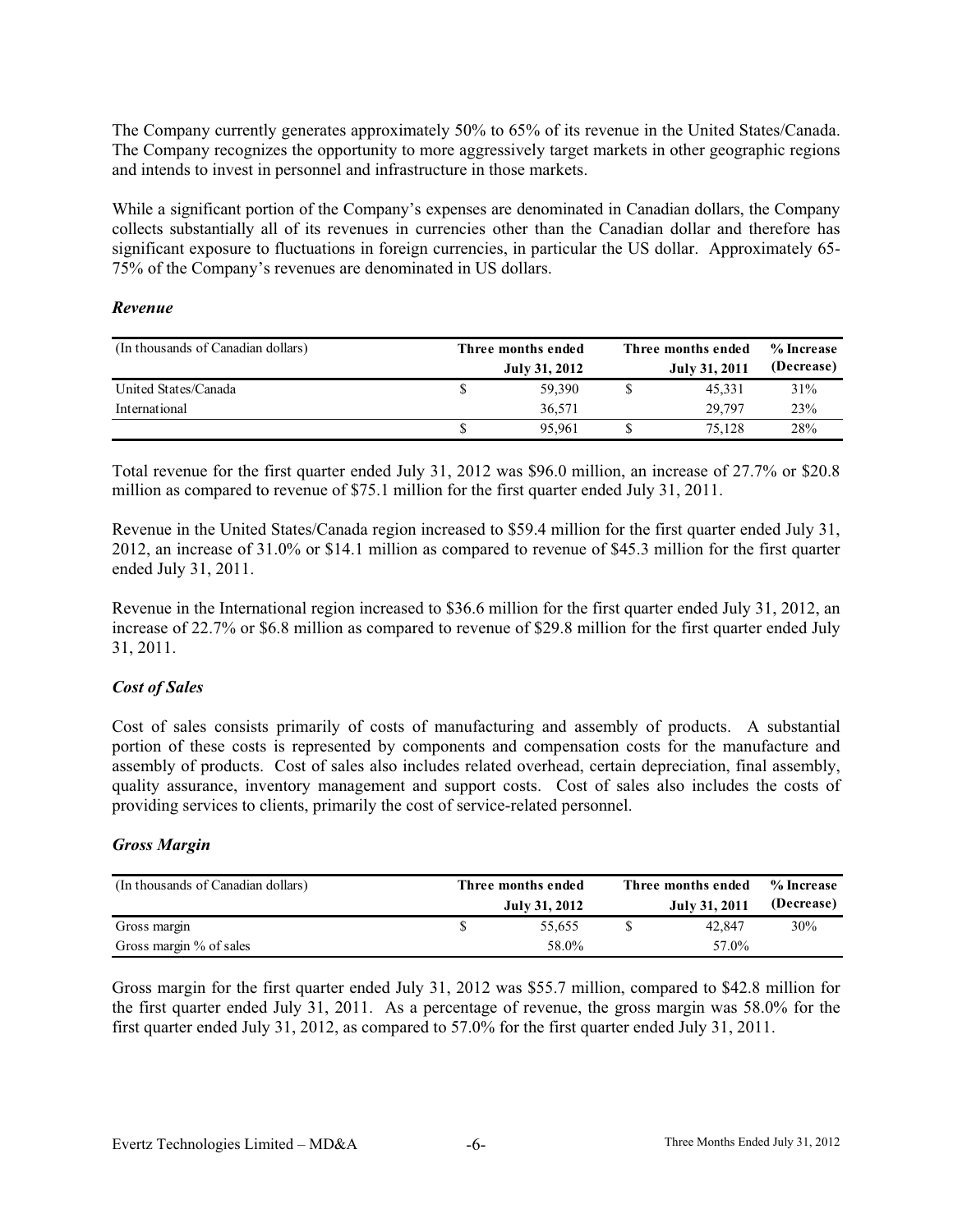The Company currently generates approximately 50% to 65% of its revenue in the United States/Canada. The Company recognizes the opportunity to more aggressively target markets in other geographic regions and intends to invest in personnel and infrastructure in those markets.

While a significant portion of the Company's expenses are denominated in Canadian dollars, the Company collects substantially all of its revenues in currencies other than the Canadian dollar and therefore has significant exposure to fluctuations in foreign currencies, in particular the US dollar. Approximately 65-75% of the Company's revenues are denominated in US dollars.

### *Revenue*

| (In thousands of Canadian dollars) | Three months ended July 31, 2012 | Three months ended July 31, 2011 | % Increase (Decrease) |
|---|---|---|---|
| United States/Canada | $ 59,390 | $ 45,331 | 31% |
| International | 36,571 | 29,797 | 23% |
| | $ 95,961 | $ 75,128 | 28% |

Total revenue for the first quarter ended July 31, 2012 was $96.0 million, an increase of 27.7% or $20.8 million as compared to revenue of $75.1 million for the first quarter ended July 31, 2011.

Revenue in the United States/Canada region increased to $59.4 million for the first quarter ended July 31, 2012, an increase of 31.0% or $14.1 million as compared to revenue of $45.3 million for the first quarter ended July 31, 2011.

Revenue in the International region increased to $36.6 million for the first quarter ended July 31, 2012, an increase of 22.7% or $6.8 million as compared to revenue of $29.8 million for the first quarter ended July 31, 2011.

### *Cost of Sales*

Cost of sales consists primarily of costs of manufacturing and assembly of products. A substantial portion of these costs is represented by components and compensation costs for the manufacture and assembly of products. Cost of sales also includes related overhead, certain depreciation, final assembly, quality assurance, inventory management and support costs. Cost of sales also includes the costs of providing services to clients, primarily the cost of service-related personnel.

### *Gross Margin*

| (In thousands of Canadian dollars) | Three months ended July 31, 2012 | Three months ended July 31, 2011 | % Increase (Decrease) |
|---|---|---|---|
| Gross margin | $ 55,655 | $ 42,847 | 30% |
| Gross margin % of sales | 58.0% | 57.0% | |

Gross margin for the first quarter ended July 31, 2012 was $55.7 million, compared to $42.8 million for the first quarter ended July 31, 2011. As a percentage of revenue, the gross margin was 58.0% for the first quarter ended July 31, 2012, as compared to 57.0% for the first quarter ended July 31, 2011.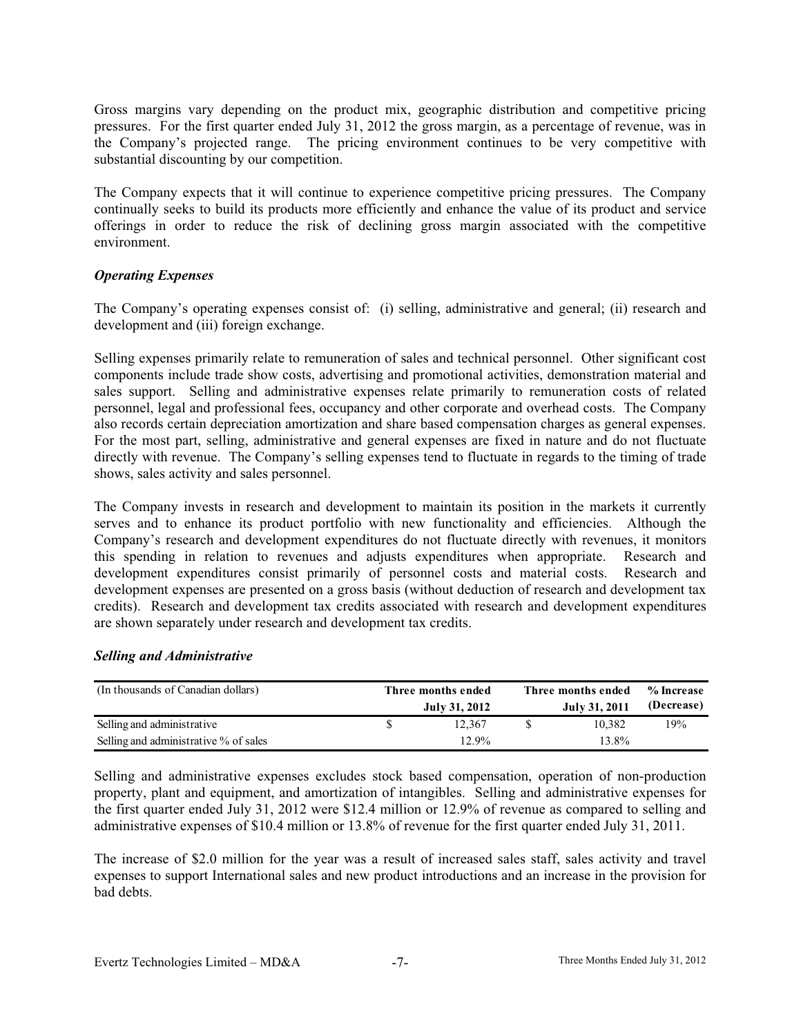Gross margins vary depending on the product mix, geographic distribution and competitive pricing pressures. For the first quarter ended July 31, 2012 the gross margin, as a percentage of revenue, was in the Company's projected range. The pricing environment continues to be very competitive with substantial discounting by our competition.

The Company expects that it will continue to experience competitive pricing pressures. The Company continually seeks to build its products more efficiently and enhance the value of its product and service offerings in order to reduce the risk of declining gross margin associated with the competitive environment.

### *Operating Expenses*

The Company's operating expenses consist of: (i) selling, administrative and general; (ii) research and development and (iii) foreign exchange.

Selling expenses primarily relate to remuneration of sales and technical personnel. Other significant cost components include trade show costs, advertising and promotional activities, demonstration material and sales support. Selling and administrative expenses relate primarily to remuneration costs of related personnel, legal and professional fees, occupancy and other corporate and overhead costs. The Company also records certain depreciation amortization and share based compensation charges as general expenses. For the most part, selling, administrative and general expenses are fixed in nature and do not fluctuate directly with revenue. The Company's selling expenses tend to fluctuate in regards to the timing of trade shows, sales activity and sales personnel.

The Company invests in research and development to maintain its position in the markets it currently serves and to enhance its product portfolio with new functionality and efficiencies. Although the Company's research and development expenditures do not fluctuate directly with revenues, it monitors this spending in relation to revenues and adjusts expenditures when appropriate. Research and development expenditures consist primarily of personnel costs and material costs. Research and development expenses are presented on a gross basis (without deduction of research and development tax credits). Research and development tax credits associated with research and development expenditures are shown separately under research and development tax credits.

### *Selling and Administrative*

| (In thousands of Canadian dollars) | Three months ended July 31, 2012 | Three months ended July 31, 2011 | % Increase (Decrease) |
|---|---|---|---|
| Selling and administrative | $ 12,367 | $ 10,382 | 19% |
| Selling and administrative % of sales | 12.9% | 13.8% | |

Selling and administrative expenses excludes stock based compensation, operation of non-production property, plant and equipment, and amortization of intangibles. Selling and administrative expenses for the first quarter ended July 31, 2012 were $12.4 million or 12.9% of revenue as compared to selling and administrative expenses of $10.4 million or 13.8% of revenue for the first quarter ended July 31, 2011.

The increase of $2.0 million for the year was a result of increased sales staff, sales activity and travel expenses to support International sales and new product introductions and an increase in the provision for bad debts.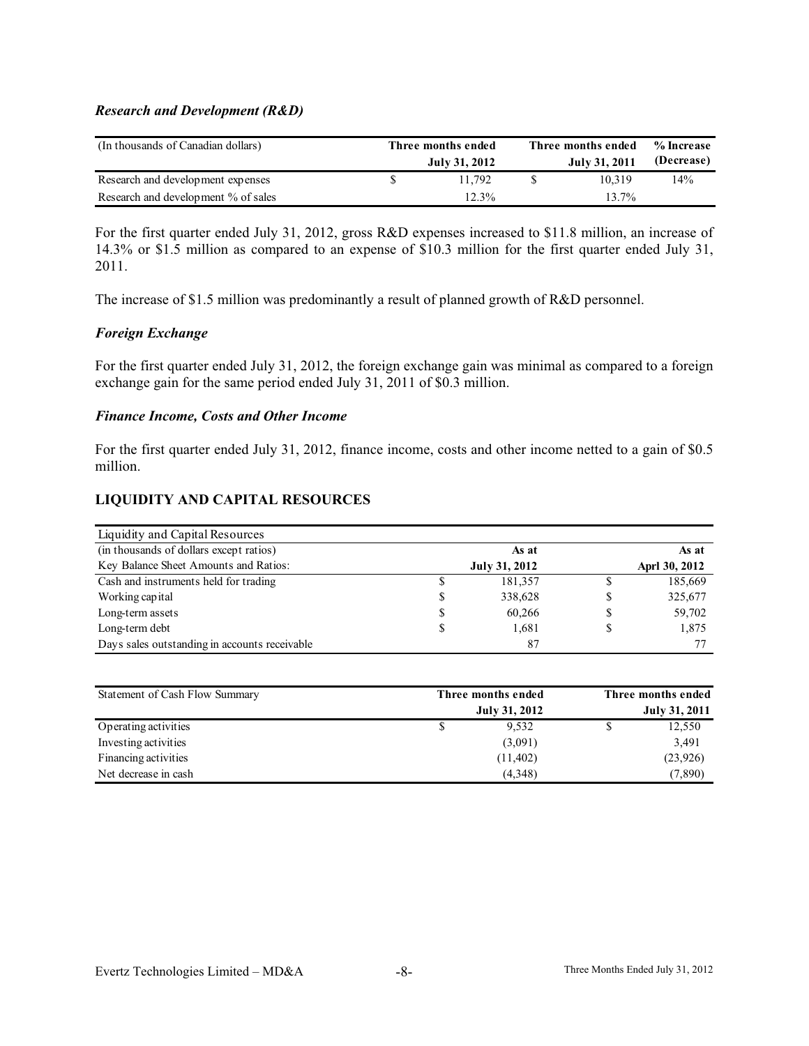### *Research and Development (R&D)*

| (In thousands of Canadian dollars) | Three months ended July 31, 2012 | Three months ended July 31, 2011 | % Increase (Decrease) |
|---|---|---|---|
| Research and development expenses | $ 11,792 | $ 10,319 | 14% |
| Research and development % of sales | 12.3% | 13.7% | |

For the first quarter ended July 31, 2012, gross R&D expenses increased to $11.8 million, an increase of 14.3% or $1.5 million as compared to an expense of $10.3 million for the first quarter ended July 31, 2011.

The increase of $1.5 million was predominantly a result of planned growth of R&D personnel.

### *Foreign Exchange*

For the first quarter ended July 31, 2012, the foreign exchange gain was minimal as compared to a foreign exchange gain for the same period ended July 31, 2011 of $0.3 million.

### *Finance Income, Costs and Other Income*

For the first quarter ended July 31, 2012, finance income, costs and other income netted to a gain of $0.5 million.

## LIQUIDITY AND CAPITAL RESOURCES

| Liquidity and Capital Resources | | |
|---|---|---|
| (in thousands of dollars except ratios) | As at | As at |
| Key Balance Sheet Amounts and Ratios: | July 31, 2012 | Aprl 30, 2012 |
| Cash and instruments held for trading | $ 181,357 | $ 185,669 |
| Working capital | $ 338,628 | $ 325,677 |
| Long-term assets | $ 60,266 | $ 59,702 |
| Long-term debt | $ 1,681 | $ 1,875 |
| Days sales outstanding in accounts receivable | 87 | 77 |

| Statement of Cash Flow Summary | Three months ended July 31, 2012 | Three months ended July 31, 2011 |
|---|---|---|
| Operating activities | $ 9,532 | $ 12,550 |
| Investing activities | (3,091) | 3,491 |
| Financing activities | (11,402) | (23,926) |
| Net decrease in cash | (4,348) | (7,890) |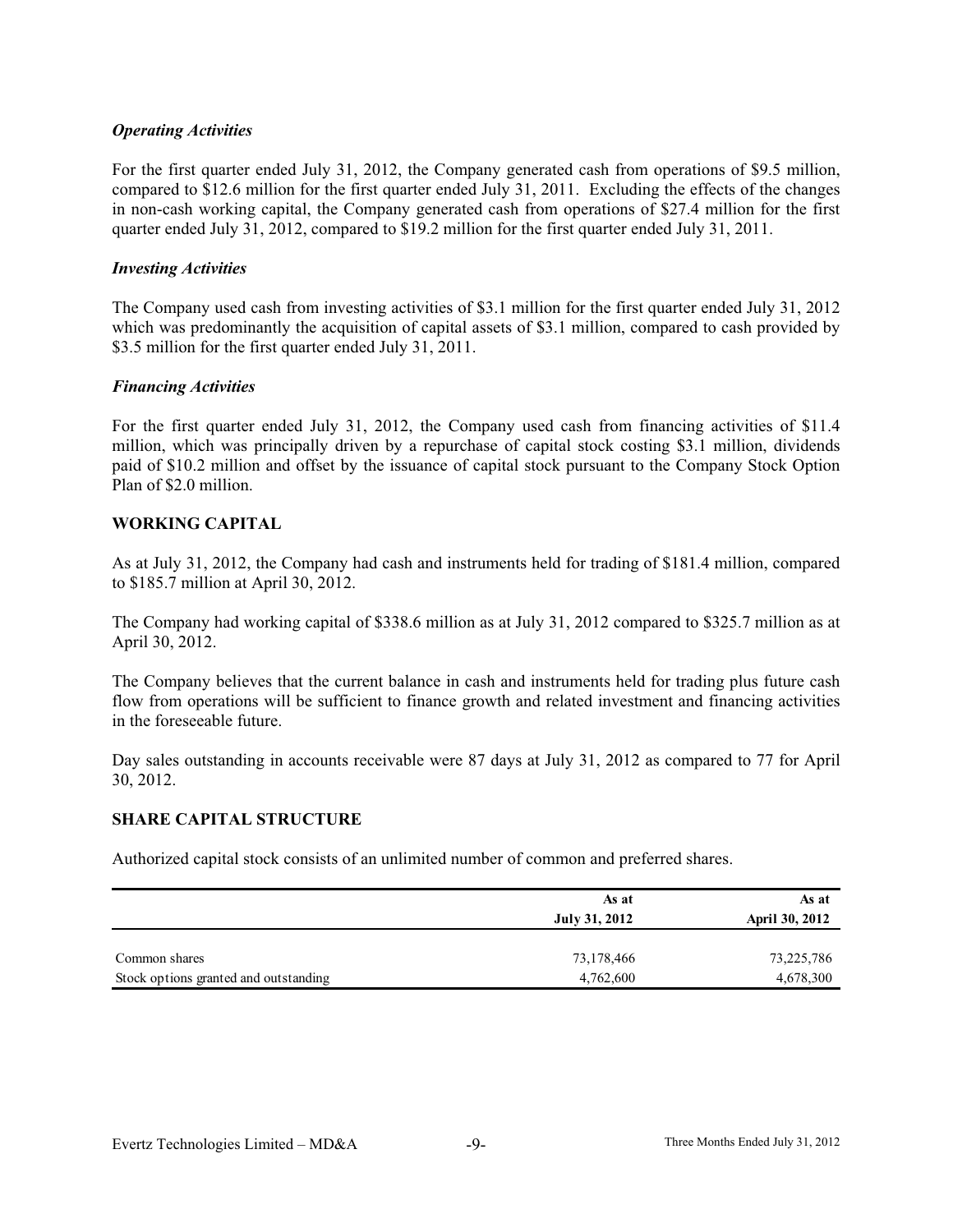### *Operating Activities*

For the first quarter ended July 31, 2012, the Company generated cash from operations of $9.5 million, compared to $12.6 million for the first quarter ended July 31, 2011. Excluding the effects of the changes in non-cash working capital, the Company generated cash from operations of $27.4 million for the first quarter ended July 31, 2012, compared to $19.2 million for the first quarter ended July 31, 2011.

### *Investing Activities*

The Company used cash from investing activities of $3.1 million for the first quarter ended July 31, 2012 which was predominantly the acquisition of capital assets of $3.1 million, compared to cash provided by $3.5 million for the first quarter ended July 31, 2011.

### *Financing Activities*

For the first quarter ended July 31, 2012, the Company used cash from financing activities of $11.4 million, which was principally driven by a repurchase of capital stock costing $3.1 million, dividends paid of $10.2 million and offset by the issuance of capital stock pursuant to the Company Stock Option Plan of $2.0 million.

## WORKING CAPITAL

As at July 31, 2012, the Company had cash and instruments held for trading of $181.4 million, compared to $185.7 million at April 30, 2012.

The Company had working capital of $338.6 million as at July 31, 2012 compared to $325.7 million as at April 30, 2012.

The Company believes that the current balance in cash and instruments held for trading plus future cash flow from operations will be sufficient to finance growth and related investment and financing activities in the foreseeable future.

Day sales outstanding in accounts receivable were 87 days at July 31, 2012 as compared to 77 for April 30, 2012.

## SHARE CAPITAL STRUCTURE

Authorized capital stock consists of an unlimited number of common and preferred shares.

| | As at July 31, 2012 | As at April 30, 2012 |
|---|---|---|
| Common shares | 73,178,466 | 73,225,786 |
| Stock options granted and outstanding | 4,762,600 | 4,678,300 |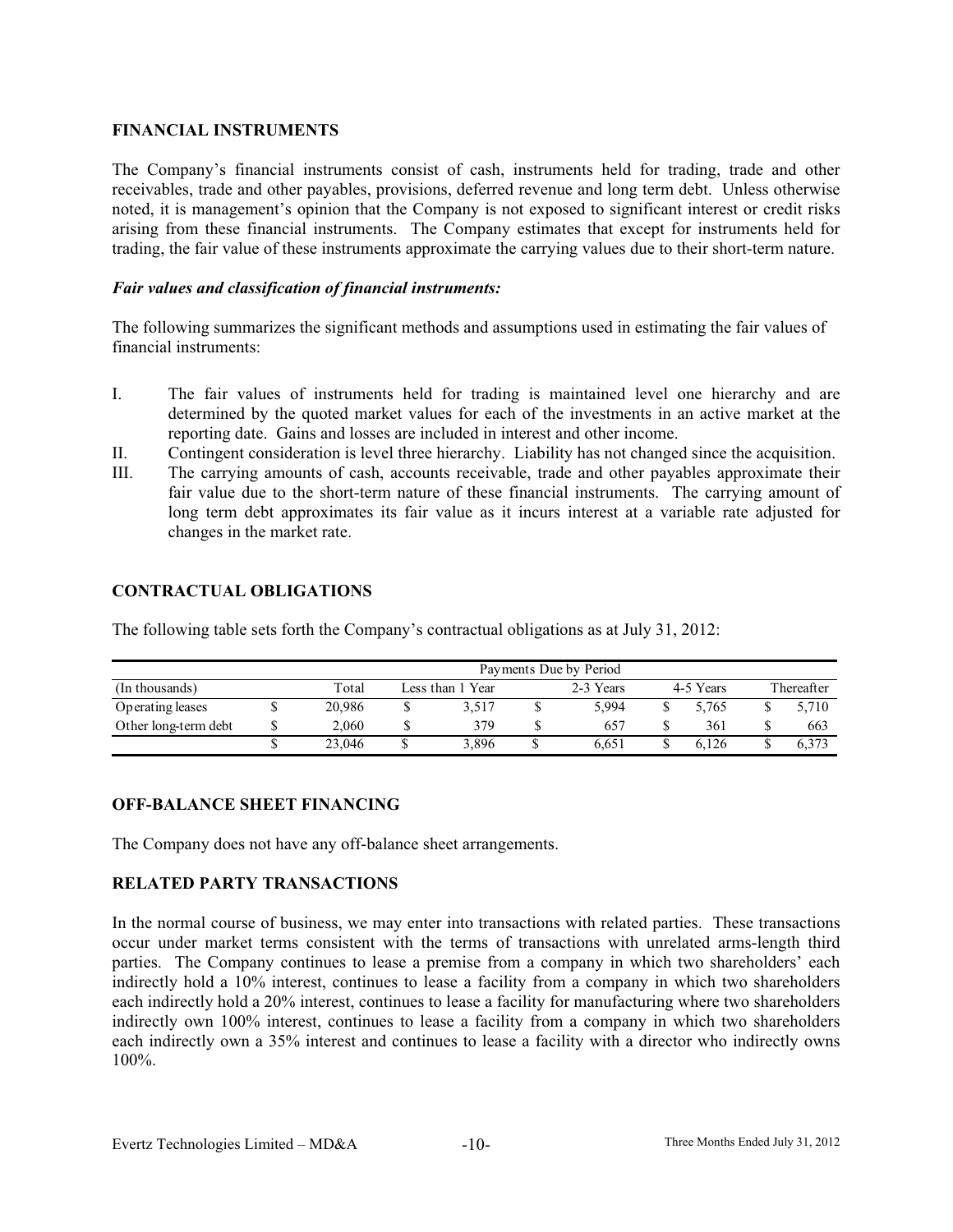## FINANCIAL INSTRUMENTS

The Company's financial instruments consist of cash, instruments held for trading, trade and other receivables, trade and other payables, provisions, deferred revenue and long term debt. Unless otherwise noted, it is management's opinion that the Company is not exposed to significant interest or credit risks arising from these financial instruments. The Company estimates that except for instruments held for trading, the fair value of these instruments approximate the carrying values due to their short-term nature.

### *Fair values and classification of financial instruments:*

The following summarizes the significant methods and assumptions used in estimating the fair values of financial instruments:

I. The fair values of instruments held for trading is maintained level one hierarchy and are determined by the quoted market values for each of the investments in an active market at the reporting date. Gains and losses are included in interest and other income.

II. Contingent consideration is level three hierarchy. Liability has not changed since the acquisition.

III. The carrying amounts of cash, accounts receivable, trade and other payables approximate their fair value due to the short-term nature of these financial instruments. The carrying amount of long term debt approximates its fair value as it incurs interest at a variable rate adjusted for changes in the market rate.

## CONTRACTUAL OBLIGATIONS

The following table sets forth the Company's contractual obligations as at July 31, 2012:

| | Payments Due by Period | | | | |
|---|---|---|---|---|---|
| (In thousands) | Total | Less than 1 Year | 2-3 Years | 4-5 Years | Thereafter |
| Operating leases | $ 20,986 | $ 3,517 | $ 5,994 | $ 5,765 | $ 5,710 |
| Other long-term debt | $ 2,060 | $ 379 | $ 657 | $ 361 | $ 663 |
| | $ 23,046 | $ 3,896 | $ 6,651 | $ 6,126 | $ 6,373 |

## OFF-BALANCE SHEET FINANCING

The Company does not have any off-balance sheet arrangements.

## RELATED PARTY TRANSACTIONS

In the normal course of business, we may enter into transactions with related parties. These transactions occur under market terms consistent with the terms of transactions with unrelated arms-length third parties. The Company continues to lease a premise from a company in which two shareholders' each indirectly hold a 10% interest, continues to lease a facility from a company in which two shareholders each indirectly hold a 20% interest, continues to lease a facility for manufacturing where two shareholders indirectly own 100% interest, continues to lease a facility from a company in which two shareholders each indirectly own a 35% interest and continues to lease a facility with a director who indirectly owns 100%.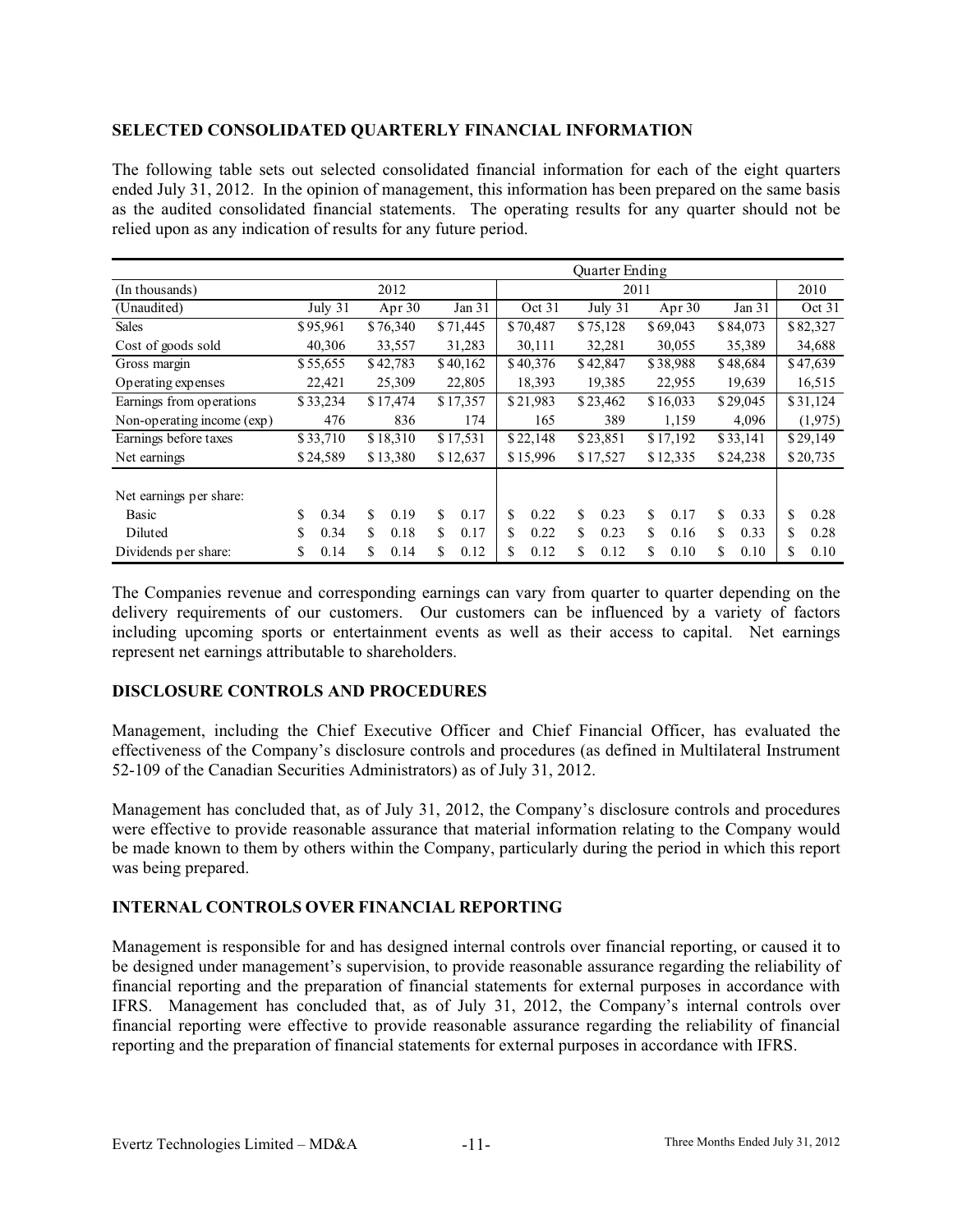## SELECTED CONSOLIDATED QUARTERLY FINANCIAL INFORMATION

The following table sets out selected consolidated financial information for each of the eight quarters ended July 31, 2012. In the opinion of management, this information has been prepared on the same basis as the audited consolidated financial statements. The operating results for any quarter should not be relied upon as any indication of results for any future period.

| | Quarter Ending | | | | | | | |
|---|---|---|---|---|---|---|---|---|
| (In thousands) | 2012 | | | 2011 | | | | 2010 |
| (Unaudited) | July 31 | Apr 30 | Jan 31 | Oct 31 | July 31 | Apr 30 | Jan 31 | Oct 31 |
| Sales | $95,961 | $76,340 | $71,445 | $70,487 | $75,128 | $69,043 | $84,073 | $82,327 |
| Cost of goods sold | 40,306 | 33,557 | 31,283 | 30,111 | 32,281 | 30,055 | 35,389 | 34,688 |
| Gross margin | $55,655 | $42,783 | $40,162 | $40,376 | $42,847 | $38,988 | $48,684 | $47,639 |
| Operating expenses | 22,421 | 25,309 | 22,805 | 18,393 | 19,385 | 22,955 | 19,639 | 16,515 |
| Earnings from operations | $33,234 | $17,474 | $17,357 | $21,983 | $23,462 | $16,033 | $29,045 | $31,124 |
| Non-operating income (exp) | 476 | 836 | 174 | 165 | 389 | 1,159 | 4,096 | (1,975) |
| Earnings before taxes | $33,710 | $18,310 | $17,531 | $22,148 | $23,851 | $17,192 | $33,141 | $29,149 |
| Net earnings | $24,589 | $13,380 | $12,637 | $15,996 | $17,527 | $12,335 | $24,238 | $20,735 |
| | | | | | | | | |
| Net earnings per share: | | | | | | | | |
| Basic | $ 0.34 | $ 0.19 | $ 0.17 | $ 0.22 | $ 0.23 | $ 0.17 | $ 0.33 | $ 0.28 |
| Diluted | $ 0.34 | $ 0.18 | $ 0.17 | $ 0.22 | $ 0.23 | $ 0.16 | $ 0.33 | $ 0.28 |
| Dividends per share: | $ 0.14 | $ 0.14 | $ 0.12 | $ 0.12 | $ 0.12 | $ 0.10 | $ 0.10 | $ 0.10 |

The Companies revenue and corresponding earnings can vary from quarter to quarter depending on the delivery requirements of our customers. Our customers can be influenced by a variety of factors including upcoming sports or entertainment events as well as their access to capital. Net earnings represent net earnings attributable to shareholders.

## DISCLOSURE CONTROLS AND PROCEDURES

Management, including the Chief Executive Officer and Chief Financial Officer, has evaluated the effectiveness of the Company's disclosure controls and procedures (as defined in Multilateral Instrument 52-109 of the Canadian Securities Administrators) as of July 31, 2012.

Management has concluded that, as of July 31, 2012, the Company's disclosure controls and procedures were effective to provide reasonable assurance that material information relating to the Company would be made known to them by others within the Company, particularly during the period in which this report was being prepared.

## INTERNAL CONTROLS OVER FINANCIAL REPORTING

Management is responsible for and has designed internal controls over financial reporting, or caused it to be designed under management's supervision, to provide reasonable assurance regarding the reliability of financial reporting and the preparation of financial statements for external purposes in accordance with IFRS. Management has concluded that, as of July 31, 2012, the Company's internal controls over financial reporting were effective to provide reasonable assurance regarding the reliability of financial reporting and the preparation of financial statements for external purposes in accordance with IFRS.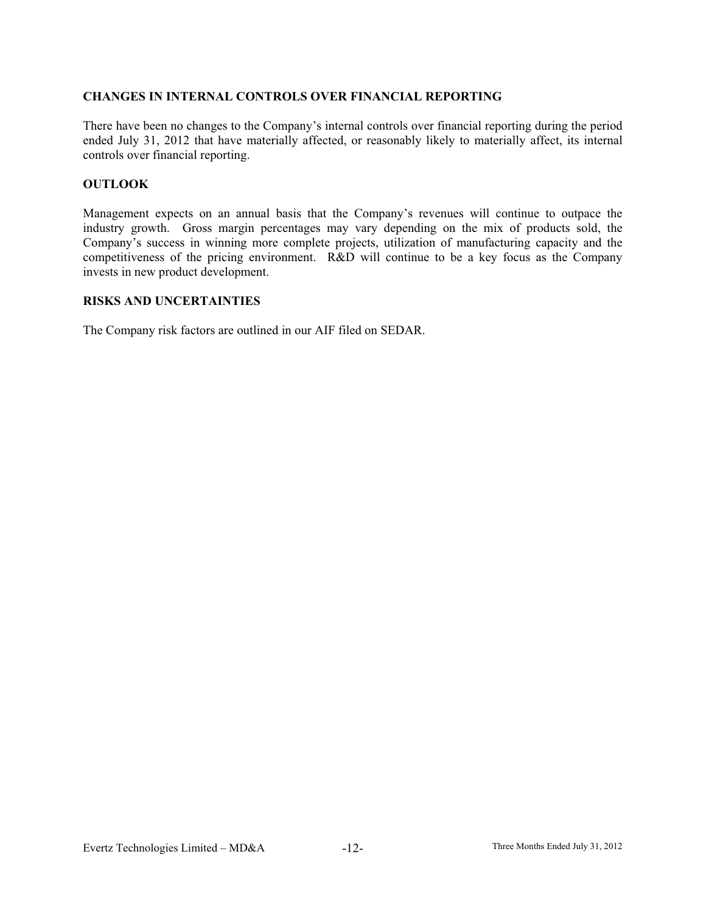## CHANGES IN INTERNAL CONTROLS OVER FINANCIAL REPORTING

There have been no changes to the Company's internal controls over financial reporting during the period ended July 31, 2012 that have materially affected, or reasonably likely to materially affect, its internal controls over financial reporting.

## OUTLOOK

Management expects on an annual basis that the Company's revenues will continue to outpace the industry growth. Gross margin percentages may vary depending on the mix of products sold, the Company's success in winning more complete projects, utilization of manufacturing capacity and the competitiveness of the pricing environment. R&D will continue to be a key focus as the Company invests in new product development.

## RISKS AND UNCERTAINTIES

The Company risk factors are outlined in our AIF filed on SEDAR.